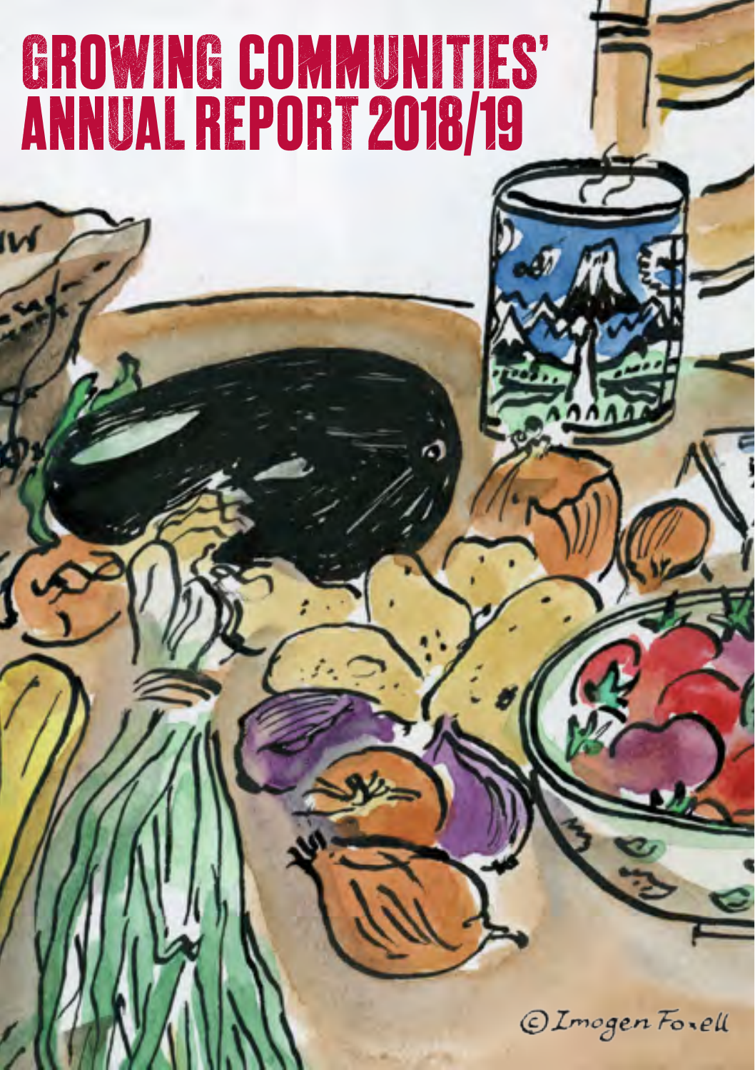# GROWING COMMUNITIES' ANNUAL REPORT 2018/19

©Imogen Foxell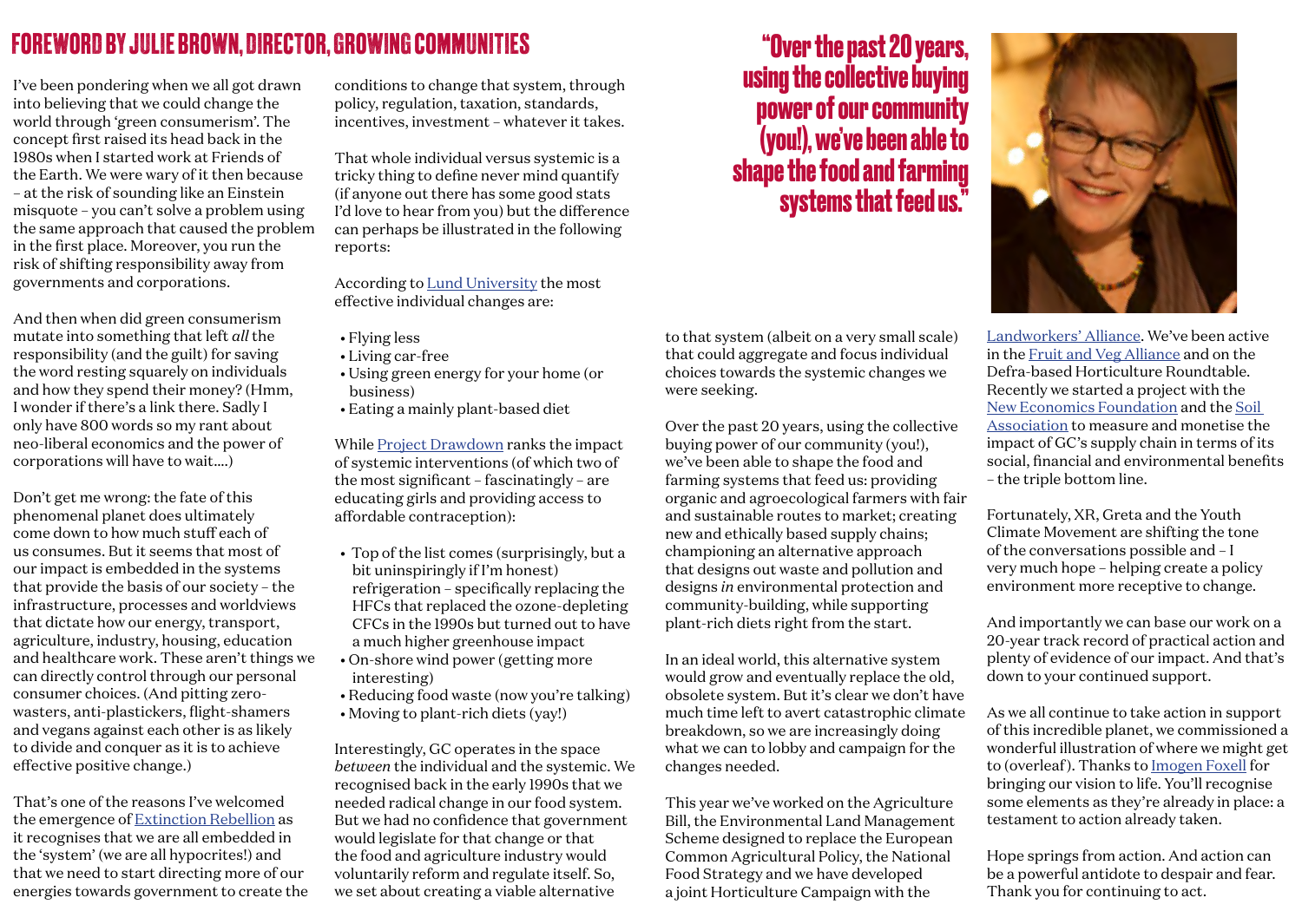# FOREWORD BY JULIE BROWN, DIRECTOR, GROWING COMMUNITIES

I've been pondering when we all got drawn into believing that we could change the world through 'green consumerism'. The concept first raised its head back in the 1980s when I started work at Friends of the Earth. We were wary of it then because – at the risk of sounding like an Einstein misquote – you can't solve a problem using the same approach that caused the problem in the first place. Moreover, you run the risk of shifting responsibility away from governments and corporations.

And then when did green consumerism mutate into something that left *all* the responsibility (and the guilt) for saving the world resting squarely on individuals and how they spend their money? (Hmm, I wonder if there's a link there. Sadly I only have 800 words so my rant about neo-liberal economics and the power of corporations will have to wait....)

Don't get me wrong: the fate of this phenomenal planet does ultimately come down to how much stuff each of us consumes. But it seems that most of our impact is embedded in the systems that provide the basis of our society – the infrastructure, processes and worldviews that dictate how our energy, transport, agriculture, industry, housing, education and healthcare work. These aren't things we can directly control through our personal consumer choices. (And pitting zero-wasters, anti-plastickers, flight-shamers and vegans against each other is as likely to divide and conquer as it is to achieve effective positive change.)

That's one of the reasons I've welcomed the emergence of Extinction Rebellion as it recognises that we are all embedded in the 'system' (we are all hypocrites!) and that we need to start directing more of our energies towards government to create the conditions to change that system, through policy, regulation, taxation, standards, incentives, investment – whatever it takes.

That whole individual versus systemic is a tricky thing to define never mind quantify (if anyone out there has some good stats I'd love to hear from you) but the difference can perhaps be illustrated in the following reports:

According to Lund University the most effective individual changes are:

- Flying less
- Living car-free
- Using green energy for your home (or business)
- Eating a mainly plant-based diet

While Project Drawdown ranks the impact of systemic interventions (of which two of the most significant – fascinatingly – are educating girls and providing access to affordable contraception):

- Top of the list comes (surprisingly, but a bit uninspiringly if I'm honest) refrigeration – specifically replacing the HFCs that replaced the ozone-depleting CFCs in the 1990s but turned out to have a much higher greenhouse impact
- On-shore wind power (getting more interesting)
- Reducing food waste (now you're talking)
- Moving to plant-rich diets (yay!)

Interestingly, GC operates in the space *between* the individual and the systemic. We recognised back in the early 1990s that we needed radical change in our food system. But we had no confidence that government would legislate for that change or that the food and agriculture industry would voluntarily reform and regulate itself. So, we set about creating a viable alternative to that system (albeit on a very small scale) that could aggregate and focus individual choices towards the systemic changes we were seeking.

> "Over the past 20 years, using the collective buying power of our community (you!), we've been able to shape the food and farming systems that feed us."

Over the past 20 years, using the collective buying power of our community (you!), we've been able to shape the food and farming systems that feed us: providing organic and agroecological farmers with fair and sustainable routes to market; creating new and ethically based supply chains; championing an alternative approach that designs out waste and pollution and designs *in* environmental protection and community-building, while supporting plant-rich diets right from the start.

In an ideal world, this alternative system would grow and eventually replace the old, obsolete system. But it's clear we don't have much time left to avert catastrophic climate breakdown, so we are increasingly doing what we can to lobby and campaign for the changes needed.

This year we've worked on the Agriculture Bill, the Environmental Land Management Scheme designed to replace the European Common Agricultural Policy, the National Food Strategy and we have developed a joint Horticulture Campaign with the Landworkers' Alliance. We've been active in the Fruit and Veg Alliance and on the Defra-based Horticulture Roundtable. Recently we started a project with the New Economics Foundation and the Soil Association to measure and monetise the impact of GC's supply chain in terms of its social, financial and environmental benefits – the triple bottom line.

Fortunately, XR, Greta and the Youth Climate Movement are shifting the tone of the conversations possible and – I very much hope – helping create a policy environment more receptive to change.

And importantly we can base our work on a 20-year track record of practical action and plenty of evidence of our impact. And that's down to your continued support.

As we all continue to take action in support of this incredible planet, we commissioned a wonderful illustration of where we might get to (overleaf). Thanks to Imogen Foxell for bringing our vision to life. You'll recognise some elements as they're already in place: a testament to action already taken.

Hope springs from action. And action can be a powerful antidote to despair and fear. Thank you for continuing to act.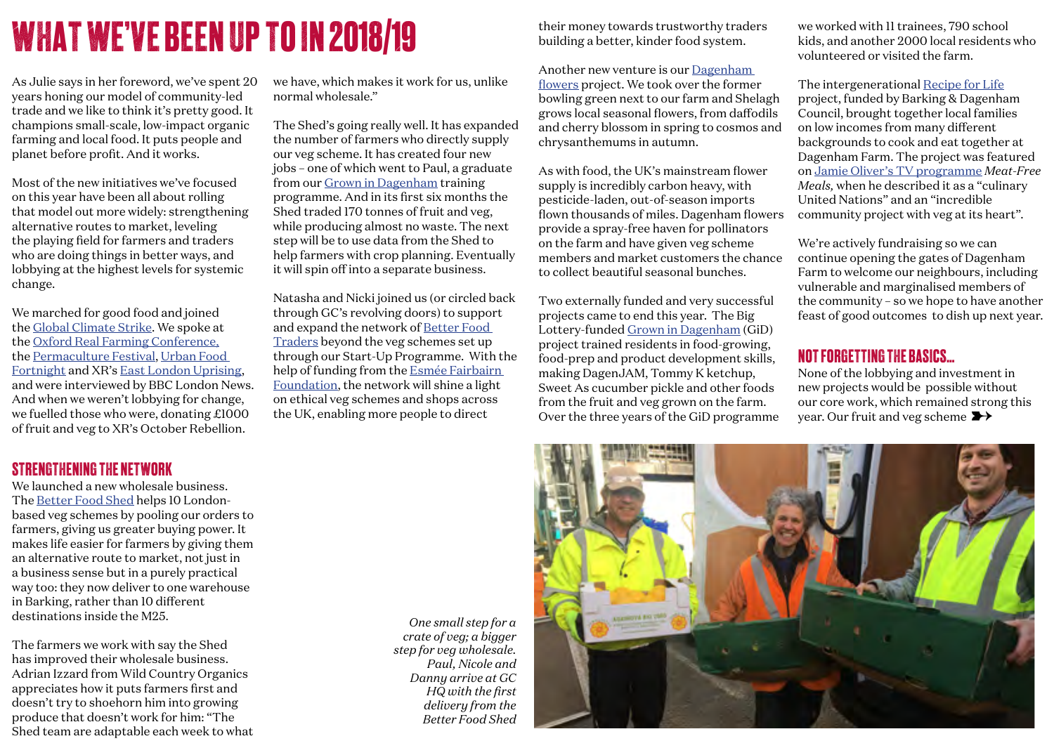# WHAT WE'VE BEEN UP TO IN 2018/19

As Julie says in her foreword, we've spent 20 years honing our model of community-led trade and we like to think it's pretty good. It champions small-scale, low-impact organic farming and local food. It puts people and planet before profit. And it works.

Most of the new initiatives we've focused on this year have been all about rolling that model out more widely: strengthening alternative routes to market, leveling the playing field for farmers and traders who are doing things in better ways, and lobbying at the highest levels for systemic change.

We marched for good food and joined the Global Climate Strike. We spoke at the Oxford Real Farming Conference, the Permaculture Festival, Urban Food Fortnight and XR's East London Uprising, and were interviewed by BBC London News. And when we weren't lobbying for change, we fuelled those who were, donating £1000 of fruit and veg to XR's October Rebellion.

## STRENGTHENING THE NETWORK

We launched a new wholesale business. The Better Food Shed helps 10 London-based veg schemes by pooling our orders to farmers, giving us greater buying power. It makes life easier for farmers by giving them an alternative route to market, not just in a business sense but in a purely practical way too: they now deliver to one warehouse in Barking, rather than 10 different destinations inside the M25.

The farmers we work with say the Shed has improved their wholesale business. Adrian Izzard from Wild Country Organics appreciates how it puts farmers first and doesn't try to shoehorn him into growing produce that doesn't work for him: "The Shed team are adaptable each week to what we have, which makes it work for us, unlike normal wholesale."

The Shed's going really well. It has expanded the number of farmers who directly supply our veg scheme. It has created four new jobs – one of which went to Paul, a graduate from our Grown in Dagenham training programme. And in its first six months the Shed traded 170 tonnes of fruit and veg, while producing almost no waste. The next step will be to use data from the Shed to help farmers with crop planning. Eventually it will spin off into a separate business.

Natasha and Nicki joined us (or circled back through GC's revolving doors) to support and expand the network of Better Food Traders beyond the veg schemes set up through our Start-Up Programme. With the help of funding from the Esmée Fairbairn Foundation, the network will shine a light on ethical veg schemes and shops across the UK, enabling more people to direct their money towards trustworthy traders building a better, kinder food system.

*One small step for a crate of veg; a bigger step for veg wholesale. Paul, Nicole and Danny arrive at GC HQ with the first delivery from the Better Food Shed*

Another new venture is our Dagenham flowers project. We took over the former bowling green next to our farm and Shelagh grows local seasonal flowers, from daffodils and cherry blossom in spring to cosmos and chrysanthemums in autumn.

As with food, the UK's mainstream flower supply is incredibly carbon heavy, with pesticide-laden, out-of-season imports flown thousands of miles. Dagenham flowers provide a spray-free haven for pollinators on the farm and have given veg scheme members and market customers the chance to collect beautiful seasonal bunches.

Two externally funded and very successful projects came to end this year. The Big Lottery-funded Grown in Dagenham (GiD) project trained residents in food-growing, food-prep and product development skills, making DagenJAM, Tommy K ketchup, Sweet As cucumber pickle and other foods from the fruit and veg grown on the farm. Over the three years of the GiD programme we worked with 11 trainees, 790 school kids, and another 2000 local residents who volunteered or visited the farm.

The intergenerational Recipe for Life project, funded by Barking & Dagenham Council, brought together local families on low incomes from many different backgrounds to cook and eat together at Dagenham Farm. The project was featured on Jamie Oliver's TV programme *Meat-Free Meals,* when he described it as a "culinary United Nations" and an "incredible community project with veg at its heart".

We're actively fundraising so we can continue opening the gates of Dagenham Farm to welcome our neighbours, including vulnerable and marginalised members of the community – so we hope to have another feast of good outcomes to dish up next year.

## NOT FORGETTING THE BASICS...

None of the lobbying and investment in new projects would be possible without our core work, which remained strong this year. Our fruit and veg scheme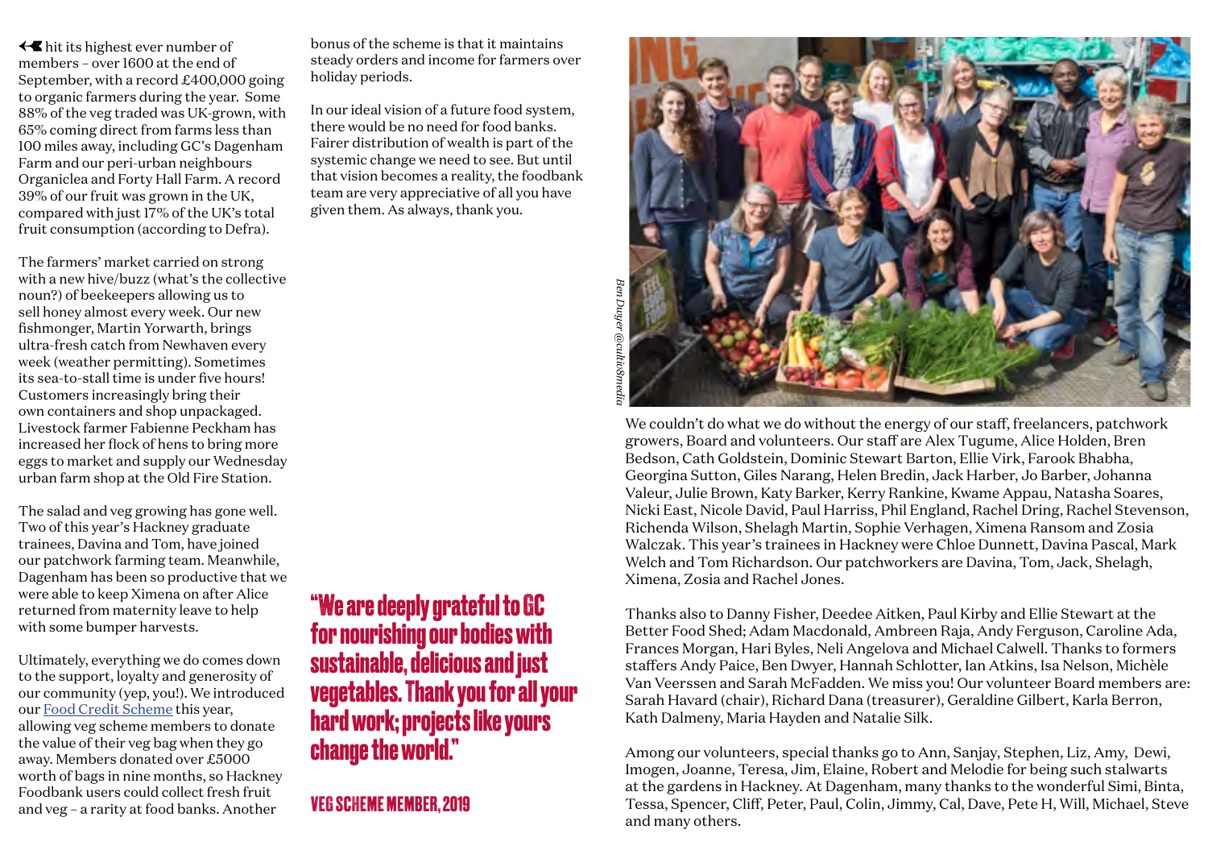hit its highest ever number of members – over 1600 at the end of September, with a record £400,000 going to organic farmers during the year. Some 88% of the veg traded was UK-grown, with 65% coming direct from farms less than 100 miles away, including GC's Dagenham Farm and our peri-urban neighbours Organiclea and Forty Hall Farm. A record 39% of our fruit was grown in the UK, compared with just 17% of the UK's total fruit consumption (according to Defra).

The farmers' market carried on strong with a new hive/buzz (what's the collective noun?) of beekeepers allowing us to sell honey almost every week. Our new fishmonger, Martin Yorwarth, brings ultra-fresh catch from Newhaven every week (weather permitting). Sometimes its sea-to-stall time is under five hours! Customers increasingly bring their own containers and shop unpackaged. Livestock farmer Fabienne Peckham has increased her flock of hens to bring more eggs to market and supply our Wednesday urban farm shop at the Old Fire Station.

The salad and veg growing has gone well. Two of this year's Hackney graduate trainees, Davina and Tom, have joined our patchwork farming team. Meanwhile, Dagenham has been so productive that we were able to keep Ximena on after Alice returned from maternity leave to help with some bumper harvests.

Ultimately, everything we do comes down to the support, loyalty and generosity of our community (yep, you!). We introduced our [Food Credit Scheme]() this year, allowing veg scheme members to donate the value of their veg bag when they go away. Members donated over £5000 worth of bags in nine months, so Hackney Foodbank users could collect fresh fruit and veg – a rarity at food banks. Another bonus of the scheme is that it maintains steady orders and income for farmers over holiday periods.

In our ideal vision of a future food system, there would be no need for food banks. Fairer distribution of wealth is part of the systemic change we need to see. But until that vision becomes a reality, the foodbank team are very appreciative of all you have given them. As always, thank you.

## "We are deeply grateful to GC for nourishing our bodies with sustainable, delicious and just vegetables. Thank you for all your hard work; projects like yours change the world."

**VEG SCHEME MEMBER, 2019**

*Ben Dwyer @cultiv8media*

We couldn't do what we do without the energy of our staff, freelancers, patchwork growers, Board and volunteers. Our staff are Alex Tugume, Alice Holden, Bren Bedson, Cath Goldstein, Dominic Stewart Barton, Ellie Virk, Farook Bhabha, Georgina Sutton, Giles Narang, Helen Bredin, Jack Harber, Jo Barber, Johanna Valeur, Julie Brown, Katy Barker, Kerry Rankine, Kwame Appau, Natasha Soares, Nicki East, Nicole David, Paul Harriss, Phil England, Rachel Dring, Rachel Stevenson, Richenda Wilson, Shelagh Martin, Sophie Verhagen, Ximena Ransom and Zosia Walczak. This year's trainees in Hackney were Chloe Dunnett, Davina Pascal, Mark Welch and Tom Richardson. Our patchworkers are Davina, Tom, Jack, Shelagh, Ximena, Zosia and Rachel Jones.

Thanks also to Danny Fisher, Deedee Aitken, Paul Kirby and Ellie Stewart at the Better Food Shed; Adam Macdonald, Ambreen Raja, Andy Ferguson, Caroline Ada, Frances Morgan, Hari Byles, Neli Angelova and Michael Calwell. Thanks to formers staffers Andy Paice, Ben Dwyer, Hannah Schlotter, Ian Atkins, Isa Nelson, Michèle Van Veerssen and Sarah McFadden. We miss you! Our volunteer Board members are: Sarah Havard (chair), Richard Dana (treasurer), Geraldine Gilbert, Karla Berron, Kath Dalmeny, Maria Hayden and Natalie Silk.

Among our volunteers, special thanks go to Ann, Sanjay, Stephen, Liz, Amy, Dewi, Imogen, Joanne, Teresa, Jim, Elaine, Robert and Melodie for being such stalwarts at the gardens in Hackney. At Dagenham, many thanks to the wonderful Simi, Binta, Tessa, Spencer, Cliff, Peter, Paul, Colin, Jimmy, Cal, Dave, Pete H, Will, Michael, Steve and many others.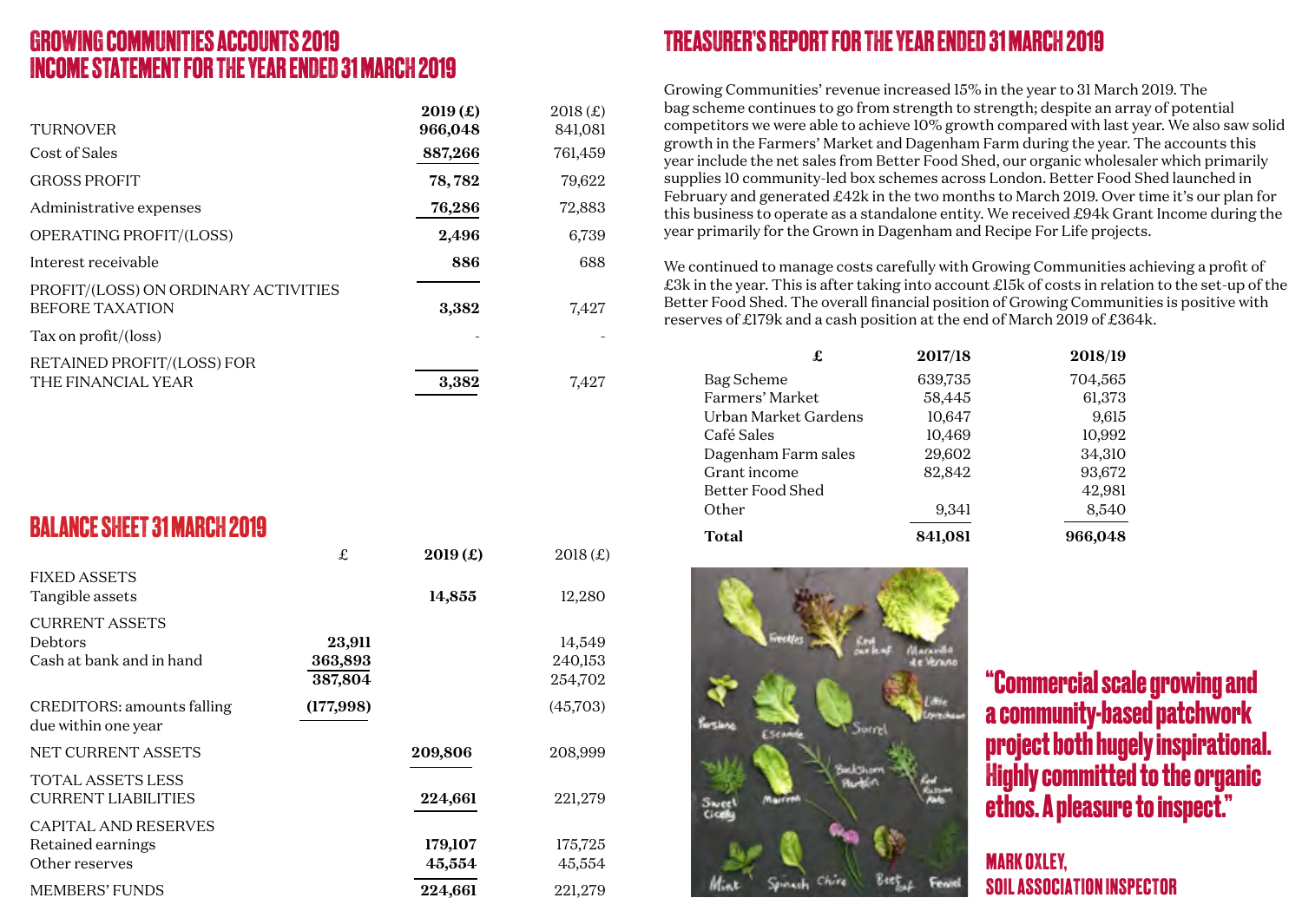# GROWING COMMUNITIES ACCOUNTS 2019
# INCOME STATEMENT FOR THE YEAR ENDED 31 MARCH 2019

| | 2019 (£) | 2018 (£) |
|---|---|---|
| TURNOVER | 966,048 | 841,081 |
| Cost of Sales | 887,266 | 761,459 |
| GROSS PROFIT | 78,782 | 79,622 |
| Administrative expenses | 76,286 | 72,883 |
| OPERATING PROFIT/(LOSS) | 2,496 | 6,739 |
| Interest receivable | 886 | 688 |
| PROFIT/(LOSS) ON ORDINARY ACTIVITIES BEFORE TAXATION | 3,382 | 7,427 |
| Tax on profit/(loss) | - | - |
| RETAINED PROFIT/(LOSS) FOR THE FINANCIAL YEAR | 3,382 | 7,427 |

# BALANCE SHEET 31 MARCH 2019

| | £ | 2019 (£) | 2018 (£) |
|---|---|---|---|
| FIXED ASSETS | | | |
| Tangible assets | | 14,855 | 12,280 |
| CURRENT ASSETS | | | |
| Debtors | 23,911 | | 14,549 |
| Cash at bank and in hand | 363,893 | | 240,153 |
| | 387,804 | | 254,702 |
| CREDITORS: amounts falling due within one year | (177,998) | | (45,703) |
| NET CURRENT ASSETS | | 209,806 | 208,999 |
| TOTAL ASSETS LESS CURRENT LIABILITIES | | 224,661 | 221,279 |
| CAPITAL AND RESERVES | | | |
| Retained earnings | | 179,107 | 175,725 |
| Other reserves | | 45,554 | 45,554 |
| MEMBERS' FUNDS | | 224,661 | 221,279 |

# TREASURER'S REPORT FOR THE YEAR ENDED 31 MARCH 2019

Growing Communities' revenue increased 15% in the year to 31 March 2019. The bag scheme continues to go from strength to strength; despite an array of potential competitors we were able to achieve 10% growth compared with last year. We also saw solid growth in the Farmers' Market and Dagenham Farm during the year. The accounts this year include the net sales from Better Food Shed, our organic wholesaler which primarily supplies 10 community-led box schemes across London. Better Food Shed launched in February and generated £42k in the two months to March 2019. Over time it's our plan for this business to operate as a standalone entity. We received £94k Grant Income during the year primarily for the Grown in Dagenham and Recipe For Life projects.

We continued to manage costs carefully with Growing Communities achieving a profit of £3k in the year. This is after taking into account £15k of costs in relation to the set-up of the Better Food Shed. The overall financial position of Growing Communities is positive with reserves of £179k and a cash position at the end of March 2019 of £364k.

| £ | 2017/18 | 2018/19 |
|---|---|---|
| Bag Scheme | 639,735 | 704,565 |
| Farmers' Market | 58,445 | 61,373 |
| Urban Market Gardens | 10,647 | 9,615 |
| Café Sales | 10,469 | 10,992 |
| Dagenham Farm sales | 29,602 | 34,310 |
| Grant income | 82,842 | 93,672 |
| Better Food Shed | | 42,981 |
| Other | 9,341 | 8,540 |
| **Total** | **841,081** | **966,048** |

**"Commercial scale growing and a community-based patchwork project both hugely inspirational. Highly committed to the organic ethos. A pleasure to inspect."**

**MARK OXLEY,
SOIL ASSOCIATION INSPECTOR**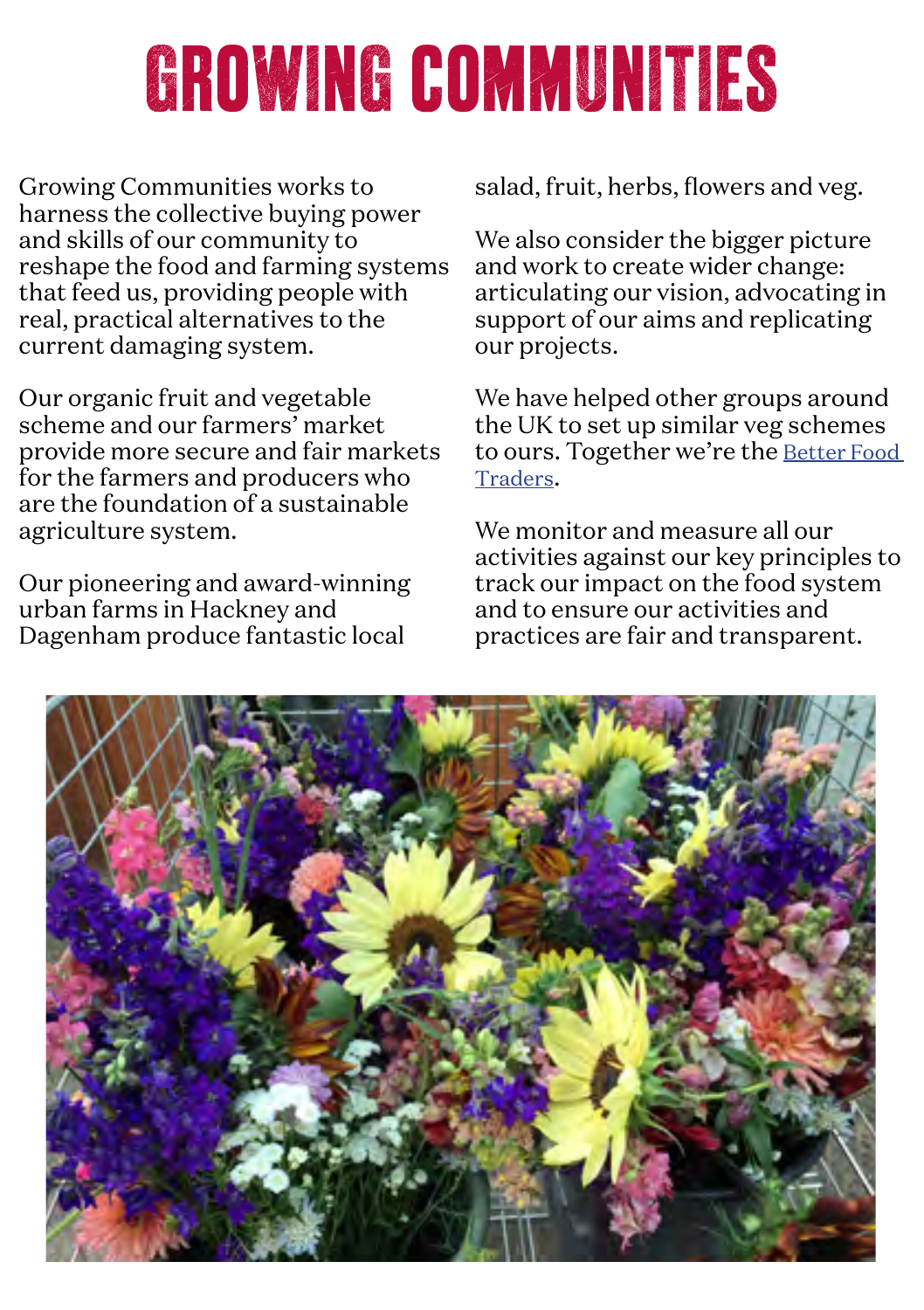# GROWING COMMUNITIES

Growing Communities works to harness the collective buying power and skills of our community to reshape the food and farming systems that feed us, providing people with real, practical alternatives to the current damaging system.

Our organic fruit and vegetable scheme and our farmers' market provide more secure and fair markets for the farmers and producers who are the foundation of a sustainable agriculture system.

Our pioneering and award-winning urban farms in Hackney and Dagenham produce fantastic local salad, fruit, herbs, flowers and veg.

We also consider the bigger picture and work to create wider change: articulating our vision, advocating in support of our aims and replicating our projects.

We have helped other groups around the UK to set up similar veg schemes to ours. Together we're the Better Food Traders.

We monitor and measure all our activities against our key principles to track our impact on the food system and to ensure our activities and practices are fair and transparent.